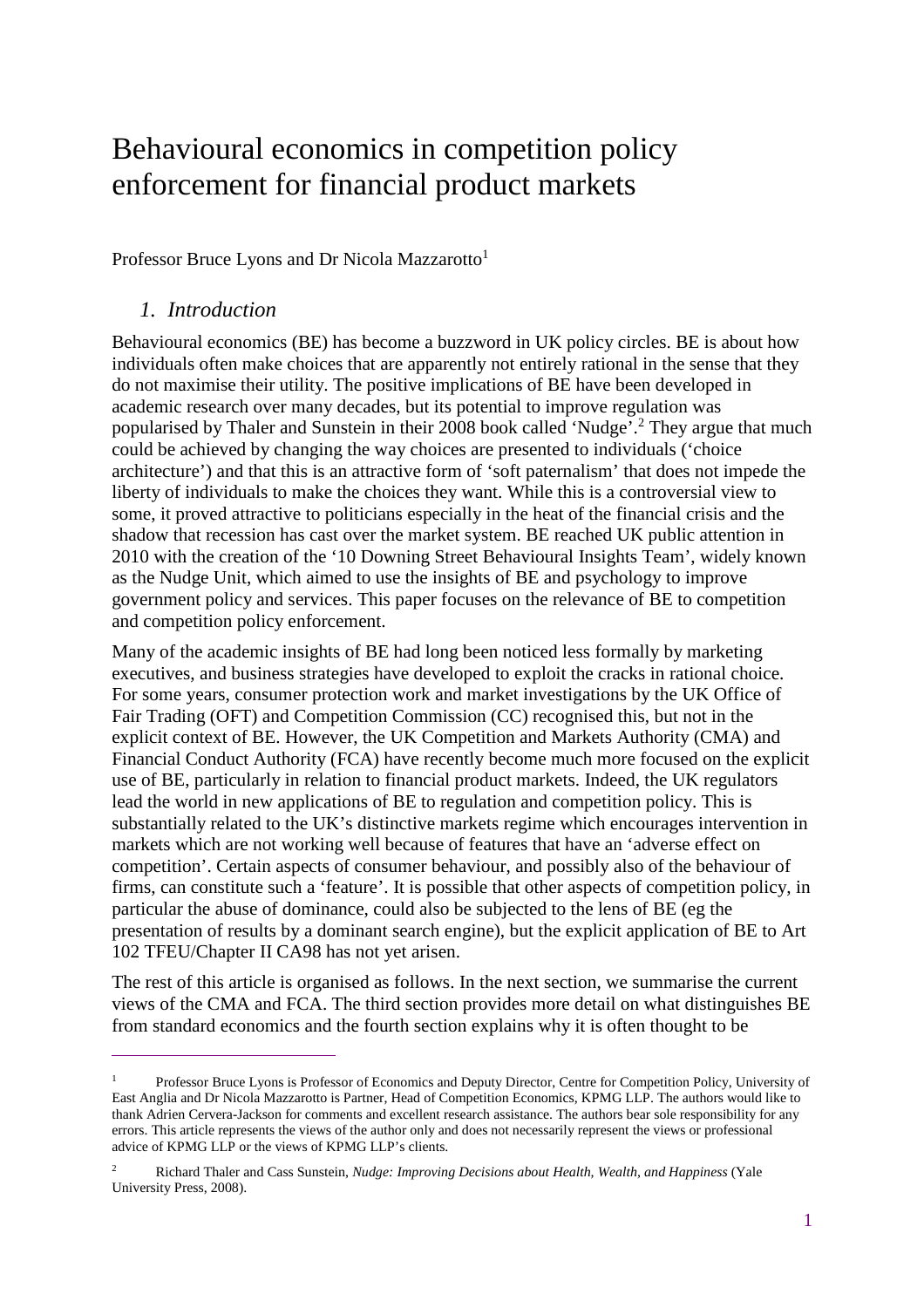# Behavioural economics in competition policy enforcement for financial product markets

Professor Bruce Lyons and Dr Nicola Mazzarotto[1]

## *1. Introduction*

Behavioural economics (BE) has become a buzzword in UK policy circles. BE is about how individuals often make choices that are apparently not entirely rational in the sense that they do not maximise their utility. The positive implications of BE have been developed in academic research over many decades, but its potential to improve regulation was popularised by Thaler and Sunstein in their 2008 book called 'Nudge'.[2] They argue that much could be achieved by changing the way choices are presented to individuals ('choice architecture') and that this is an attractive form of 'soft paternalism' that does not impede the liberty of individuals to make the choices they want. While this is a controversial view to some, it proved attractive to politicians especially in the heat of the financial crisis and the shadow that recession has cast over the market system. BE reached UK public attention in 2010 with the creation of the '10 Downing Street Behavioural Insights Team', widely known as the Nudge Unit, which aimed to use the insights of BE and psychology to improve government policy and services. This paper focuses on the relevance of BE to competition and competition policy enforcement.

Many of the academic insights of BE had long been noticed less formally by marketing executives, and business strategies have developed to exploit the cracks in rational choice. For some years, consumer protection work and market investigations by the UK Office of Fair Trading (OFT) and Competition Commission (CC) recognised this, but not in the explicit context of BE. However, the UK Competition and Markets Authority (CMA) and Financial Conduct Authority (FCA) have recently become much more focused on the explicit use of BE, particularly in relation to financial product markets. Indeed, the UK regulators lead the world in new applications of BE to regulation and competition policy. This is substantially related to the UK's distinctive markets regime which encourages intervention in markets which are not working well because of features that have an 'adverse effect on competition'. Certain aspects of consumer behaviour, and possibly also of the behaviour of firms, can constitute such a 'feature'. It is possible that other aspects of competition policy, in particular the abuse of dominance, could also be subjected to the lens of BE (eg the presentation of results by a dominant search engine), but the explicit application of BE to Art 102 TFEU/Chapter II CA98 has not yet arisen.

The rest of this article is organised as follows. In the next section, we summarise the current views of the CMA and FCA. The third section provides more detail on what distinguishes BE from standard economics and the fourth section explains why it is often thought to be

---

[1] Professor Bruce Lyons is Professor of Economics and Deputy Director, Centre for Competition Policy, University of East Anglia and Dr Nicola Mazzarotto is Partner, Head of Competition Economics, KPMG LLP. The authors would like to thank Adrien Cervera-Jackson for comments and excellent research assistance. The authors bear sole responsibility for any errors. This article represents the views of the author only and does not necessarily represent the views or professional advice of KPMG LLP or the views of KPMG LLP's clients.

[2] Richard Thaler and Cass Sunstein, *Nudge: Improving Decisions about Health, Wealth, and Happiness* (Yale University Press, 2008).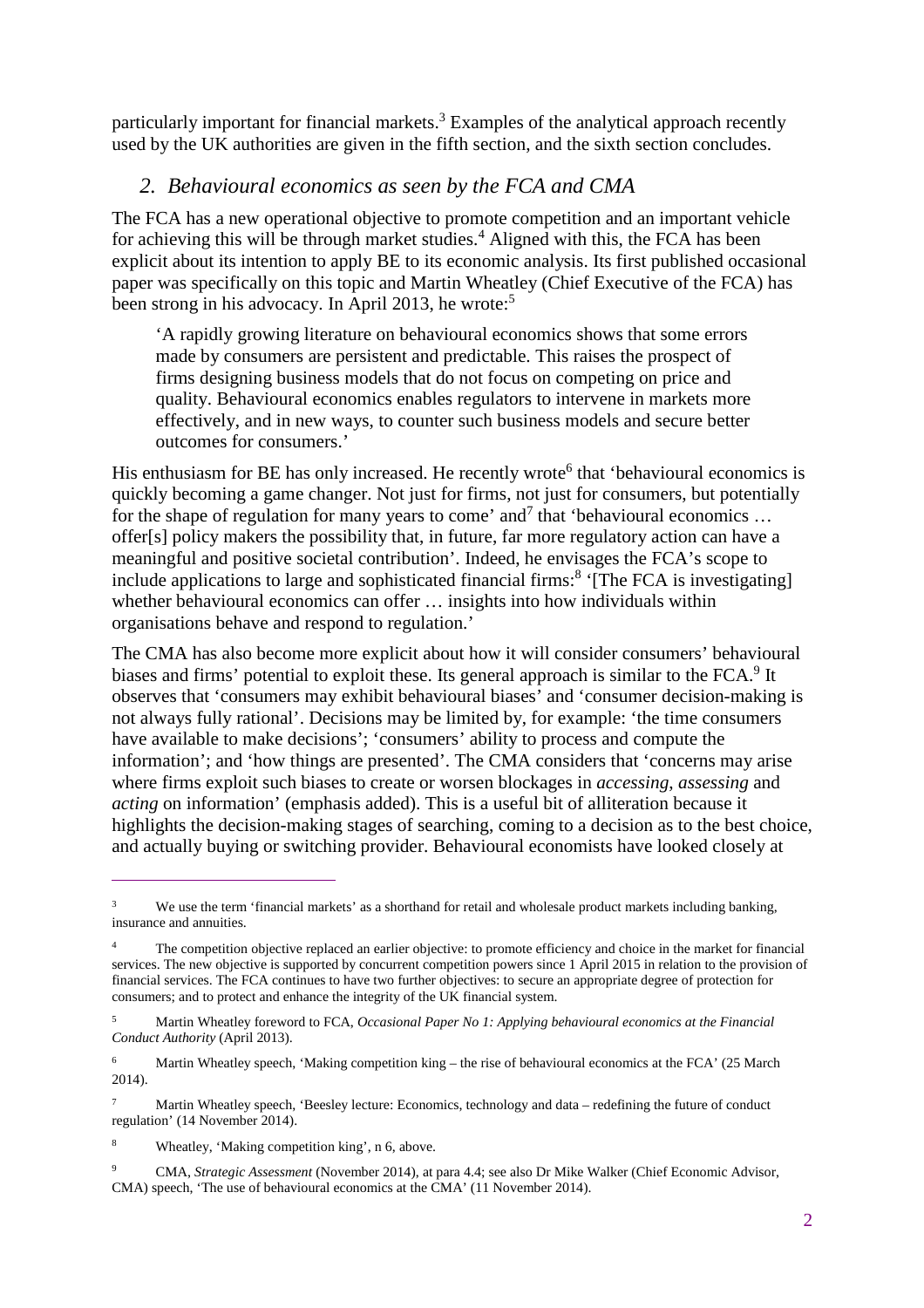particularly important for financial markets.[3] Examples of the analytical approach recently used by the UK authorities are given in the fifth section, and the sixth section concludes.

## *2. Behavioural economics as seen by the FCA and CMA*

The FCA has a new operational objective to promote competition and an important vehicle for achieving this will be through market studies.[4] Aligned with this, the FCA has been explicit about its intention to apply BE to its economic analysis. Its first published occasional paper was specifically on this topic and Martin Wheatley (Chief Executive of the FCA) has been strong in his advocacy. In April 2013, he wrote:[5]

> 'A rapidly growing literature on behavioural economics shows that some errors made by consumers are persistent and predictable. This raises the prospect of firms designing business models that do not focus on competing on price and quality. Behavioural economics enables regulators to intervene in markets more effectively, and in new ways, to counter such business models and secure better outcomes for consumers.'

His enthusiasm for BE has only increased. He recently wrote[6] that 'behavioural economics is quickly becoming a game changer. Not just for firms, not just for consumers, but potentially for the shape of regulation for many years to come' and[7] that 'behavioural economics … offer[s] policy makers the possibility that, in future, far more regulatory action can have a meaningful and positive societal contribution'. Indeed, he envisages the FCA's scope to include applications to large and sophisticated financial firms:[8] '[The FCA is investigating] whether behavioural economics can offer … insights into how individuals within organisations behave and respond to regulation.'

The CMA has also become more explicit about how it will consider consumers' behavioural biases and firms' potential to exploit these. Its general approach is similar to the FCA.[9] It observes that 'consumers may exhibit behavioural biases' and 'consumer decision-making is not always fully rational'. Decisions may be limited by, for example: 'the time consumers have available to make decisions'; 'consumers' ability to process and compute the information'; and 'how things are presented'. The CMA considers that 'concerns may arise where firms exploit such biases to create or worsen blockages in *accessing, assessing* and *acting* on information' (emphasis added). This is a useful bit of alliteration because it highlights the decision-making stages of searching, coming to a decision as to the best choice, and actually buying or switching provider. Behavioural economists have looked closely at

---

[3] We use the term 'financial markets' as a shorthand for retail and wholesale product markets including banking, insurance and annuities.

[4] The competition objective replaced an earlier objective: to promote efficiency and choice in the market for financial services. The new objective is supported by concurrent competition powers since 1 April 2015 in relation to the provision of financial services. The FCA continues to have two further objectives: to secure an appropriate degree of protection for consumers; and to protect and enhance the integrity of the UK financial system.

[5] Martin Wheatley foreword to FCA, *Occasional Paper No 1: Applying behavioural economics at the Financial Conduct Authority* (April 2013).

[6] Martin Wheatley speech, 'Making competition king – the rise of behavioural economics at the FCA' (25 March 2014).

[7] Martin Wheatley speech, 'Beesley lecture: Economics, technology and data – redefining the future of conduct regulation' (14 November 2014).

[8] Wheatley, 'Making competition king', n 6, above.

[9] CMA, *Strategic Assessment* (November 2014), at para 4.4; see also Dr Mike Walker (Chief Economic Advisor, CMA) speech, 'The use of behavioural economics at the CMA' (11 November 2014).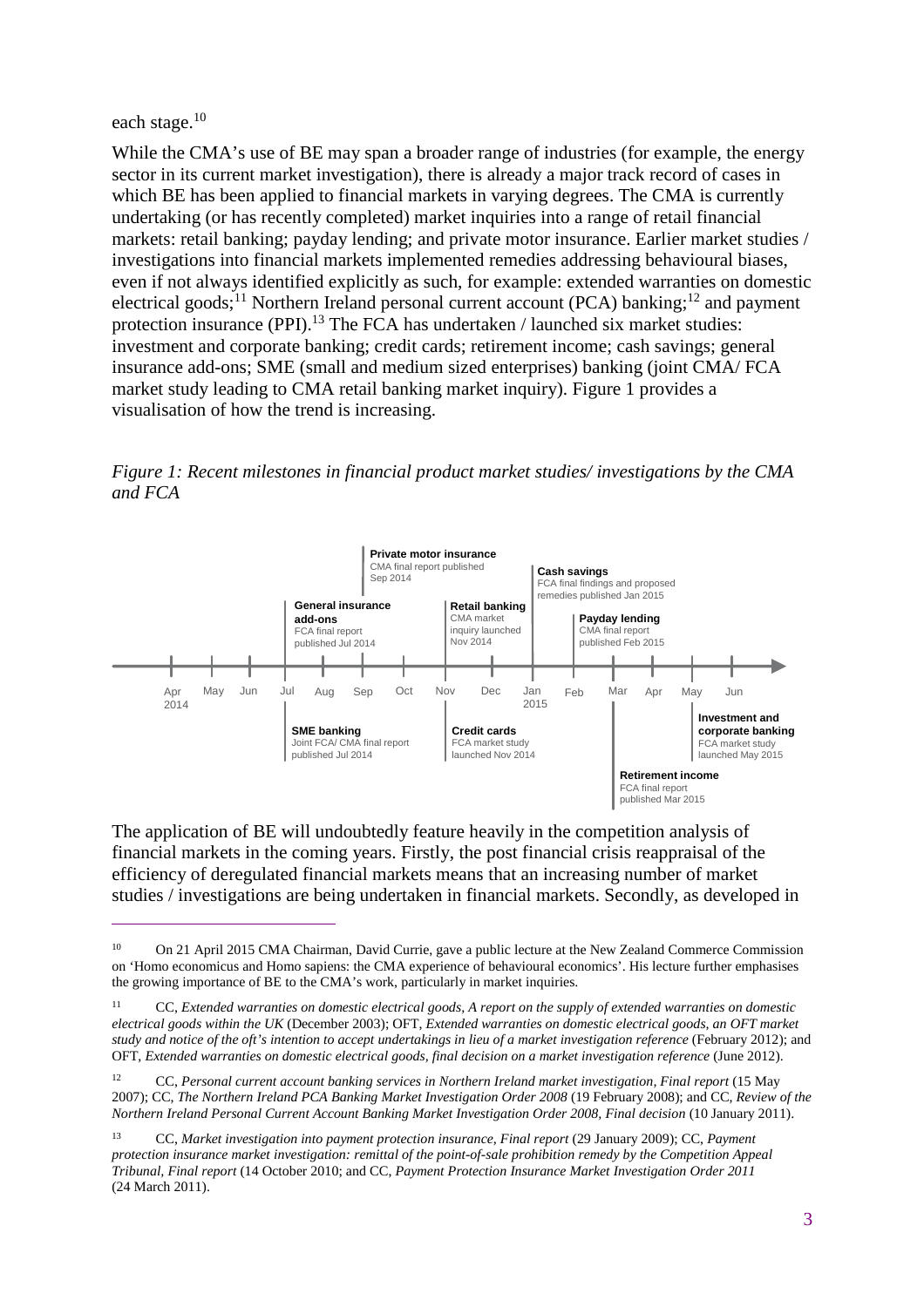each stage.[10]

While the CMA's use of BE may span a broader range of industries (for example, the energy sector in its current market investigation), there is already a major track record of cases in which BE has been applied to financial markets in varying degrees. The CMA is currently undertaking (or has recently completed) market inquiries into a range of retail financial markets: retail banking; payday lending; and private motor insurance. Earlier market studies / investigations into financial markets implemented remedies addressing behavioural biases, even if not always identified explicitly as such, for example: extended warranties on domestic electrical goods;[11] Northern Ireland personal current account (PCA) banking;[12] and payment protection insurance (PPI).[13] The FCA has undertaken / launched six market studies: investment and corporate banking; credit cards; retirement income; cash savings; general insurance add-ons; SME (small and medium sized enterprises) banking (joint CMA/ FCA market study leading to CMA retail banking market inquiry). Figure 1 provides a visualisation of how the trend is increasing.

*Figure 1: Recent milestones in financial product market studies/ investigations by the CMA and FCA*

| Date | Milestone |
|---|---|
| Jul 2014 | **General insurance add-ons** – FCA final report published Jul 2014 |
| Jul 2014 | **SME banking** – Joint FCA/ CMA final report published Jul 2014 |
| Sep 2014 | **Private motor insurance** – CMA final report published Sep 2014 |
| Nov 2014 | **Retail banking** – CMA market inquiry launched Nov 2014 |
| Nov 2014 | **Credit cards** – FCA market study launched Nov 2014 |
| Jan 2015 | **Cash savings** – FCA final findings and proposed remedies published Jan 2015 |
| Feb 2015 | **Payday lending** – CMA final report published Feb 2015 |
| Mar 2015 | **Retirement income** – FCA final report published Mar 2015 |
| May 2015 | **Investment and corporate banking** – FCA market study launched May 2015 |

The application of BE will undoubtedly feature heavily in the competition analysis of financial markets in the coming years. Firstly, the post financial crisis reappraisal of the efficiency of deregulated financial markets means that an increasing number of market studies / investigations are being undertaken in financial markets. Secondly, as developed in

---

[10] On 21 April 2015 CMA Chairman, David Currie, gave a public lecture at the New Zealand Commerce Commission on 'Homo economicus and Homo sapiens: the CMA experience of behavioural economics'. His lecture further emphasises the growing importance of BE to the CMA's work, particularly in market inquiries.

[11] CC, *Extended warranties on domestic electrical goods, A report on the supply of extended warranties on domestic electrical goods within the UK* (December 2003); OFT, *Extended warranties on domestic electrical goods, an OFT market study and notice of the oft's intention to accept undertakings in lieu of a market investigation reference* (February 2012); and OFT, *Extended warranties on domestic electrical goods, final decision on a market investigation reference* (June 2012).

[12] CC, *Personal current account banking services in Northern Ireland market investigation, Final report* (15 May 2007); CC, *The Northern Ireland PCA Banking Market Investigation Order 2008* (19 February 2008); and CC, *Review of the Northern Ireland Personal Current Account Banking Market Investigation Order 2008, Final decision* (10 January 2011).

[13] CC, *Market investigation into payment protection insurance, Final report* (29 January 2009); CC, *Payment protection insurance market investigation: remittal of the point-of-sale prohibition remedy by the Competition Appeal Tribunal, Final report* (14 October 2010; and CC, *Payment Protection Insurance Market Investigation Order 2011* (24 March 2011).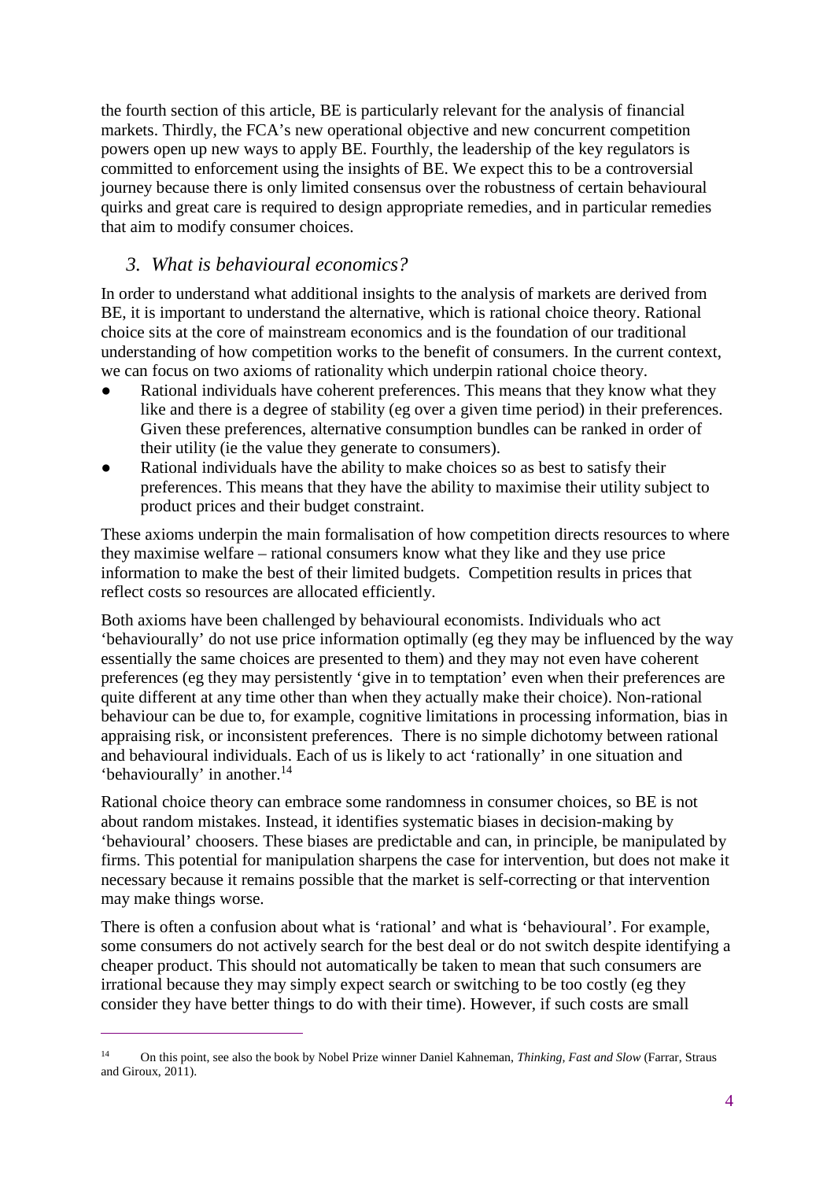the fourth section of this article, BE is particularly relevant for the analysis of financial markets. Thirdly, the FCA's new operational objective and new concurrent competition powers open up new ways to apply BE. Fourthly, the leadership of the key regulators is committed to enforcement using the insights of BE. We expect this to be a controversial journey because there is only limited consensus over the robustness of certain behavioural quirks and great care is required to design appropriate remedies, and in particular remedies that aim to modify consumer choices.

## *3. What is behavioural economics?*

In order to understand what additional insights to the analysis of markets are derived from BE, it is important to understand the alternative, which is rational choice theory. Rational choice sits at the core of mainstream economics and is the foundation of our traditional understanding of how competition works to the benefit of consumers. In the current context, we can focus on two axioms of rationality which underpin rational choice theory.

- Rational individuals have coherent preferences. This means that they know what they like and there is a degree of stability (eg over a given time period) in their preferences. Given these preferences, alternative consumption bundles can be ranked in order of their utility (ie the value they generate to consumers).
- Rational individuals have the ability to make choices so as best to satisfy their preferences. This means that they have the ability to maximise their utility subject to product prices and their budget constraint.

These axioms underpin the main formalisation of how competition directs resources to where they maximise welfare – rational consumers know what they like and they use price information to make the best of their limited budgets. Competition results in prices that reflect costs so resources are allocated efficiently.

Both axioms have been challenged by behavioural economists. Individuals who act 'behaviourally' do not use price information optimally (eg they may be influenced by the way essentially the same choices are presented to them) and they may not even have coherent preferences (eg they may persistently 'give in to temptation' even when their preferences are quite different at any time other than when they actually make their choice). Non-rational behaviour can be due to, for example, cognitive limitations in processing information, bias in appraising risk, or inconsistent preferences. There is no simple dichotomy between rational and behavioural individuals. Each of us is likely to act 'rationally' in one situation and 'behaviourally' in another.[14]

Rational choice theory can embrace some randomness in consumer choices, so BE is not about random mistakes. Instead, it identifies systematic biases in decision-making by 'behavioural' choosers. These biases are predictable and can, in principle, be manipulated by firms. This potential for manipulation sharpens the case for intervention, but does not make it necessary because it remains possible that the market is self-correcting or that intervention may make things worse.

There is often a confusion about what is 'rational' and what is 'behavioural'. For example, some consumers do not actively search for the best deal or do not switch despite identifying a cheaper product. This should not automatically be taken to mean that such consumers are irrational because they may simply expect search or switching to be too costly (eg they consider they have better things to do with their time). However, if such costs are small

---

[14] On this point, see also the book by Nobel Prize winner Daniel Kahneman, *Thinking, Fast and Slow* (Farrar, Straus and Giroux, 2011).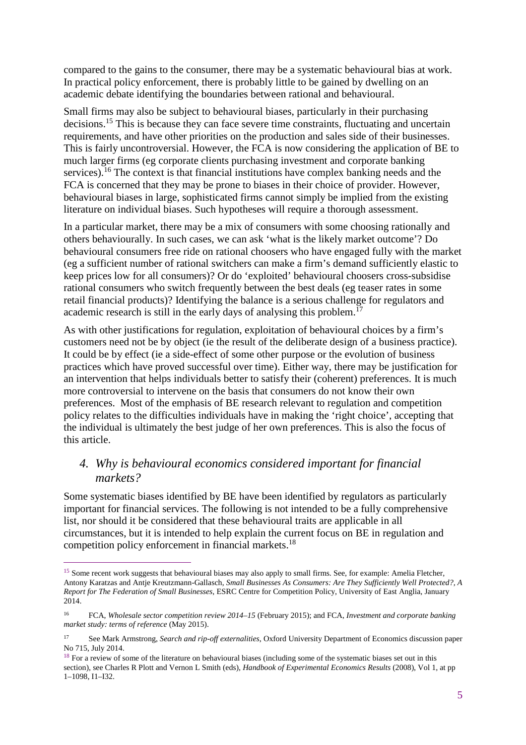compared to the gains to the consumer, there may be a systematic behavioural bias at work. In practical policy enforcement, there is probably little to be gained by dwelling on an academic debate identifying the boundaries between rational and behavioural.

Small firms may also be subject to behavioural biases, particularly in their purchasing decisions.[15] This is because they can face severe time constraints, fluctuating and uncertain requirements, and have other priorities on the production and sales side of their businesses. This is fairly uncontroversial. However, the FCA is now considering the application of BE to much larger firms (eg corporate clients purchasing investment and corporate banking services).[16] The context is that financial institutions have complex banking needs and the FCA is concerned that they may be prone to biases in their choice of provider. However, behavioural biases in large, sophisticated firms cannot simply be implied from the existing literature on individual biases. Such hypotheses will require a thorough assessment.

In a particular market, there may be a mix of consumers with some choosing rationally and others behaviourally. In such cases, we can ask 'what is the likely market outcome'? Do behavioural consumers free ride on rational choosers who have engaged fully with the market (eg a sufficient number of rational switchers can make a firm's demand sufficiently elastic to keep prices low for all consumers)? Or do 'exploited' behavioural choosers cross-subsidise rational consumers who switch frequently between the best deals (eg teaser rates in some retail financial products)? Identifying the balance is a serious challenge for regulators and academic research is still in the early days of analysing this problem.[17]

As with other justifications for regulation, exploitation of behavioural choices by a firm's customers need not be by object (ie the result of the deliberate design of a business practice). It could be by effect (ie a side-effect of some other purpose or the evolution of business practices which have proved successful over time). Either way, there may be justification for an intervention that helps individuals better to satisfy their (coherent) preferences. It is much more controversial to intervene on the basis that consumers do not know their own preferences. Most of the emphasis of BE research relevant to regulation and competition policy relates to the difficulties individuals have in making the 'right choice', accepting that the individual is ultimately the best judge of her own preferences. This is also the focus of this article.

## *4. Why is behavioural economics considered important for financial markets?*

Some systematic biases identified by BE have been identified by regulators as particularly important for financial services. The following is not intended to be a fully comprehensive list, nor should it be considered that these behavioural traits are applicable in all circumstances, but it is intended to help explain the current focus on BE in regulation and competition policy enforcement in financial markets.[18]

---

[15] Some recent work suggests that behavioural biases may also apply to small firms. See, for example: Amelia Fletcher, Antony Karatzas and Antje Kreutzmann-Gallasch, *Small Businesses As Consumers: Are They Sufficiently Well Protected?, A Report for The Federation of Small Businesses*, ESRC Centre for Competition Policy, University of East Anglia, January 2014.

[16] FCA, *Wholesale sector competition review 2014–15* (February 2015); and FCA, *Investment and corporate banking market study: terms of reference* (May 2015).

[17] See Mark Armstrong, *Search and rip-off externalities*, Oxford University Department of Economics discussion paper No 715, July 2014.

[18] For a review of some of the literature on behavioural biases (including some of the systematic biases set out in this section), see Charles R Plott and Vernon L Smith (eds), *Handbook of Experimental Economics Results* (2008), Vol 1, at pp 1–1098, I1–I32.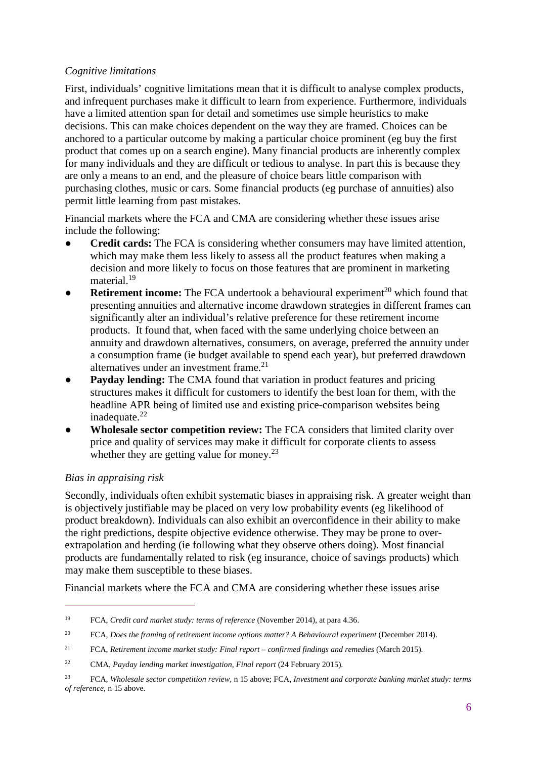*Cognitive limitations*

First, individuals' cognitive limitations mean that it is difficult to analyse complex products, and infrequent purchases make it difficult to learn from experience. Furthermore, individuals have a limited attention span for detail and sometimes use simple heuristics to make decisions. This can make choices dependent on the way they are framed. Choices can be anchored to a particular outcome by making a particular choice prominent (eg buy the first product that comes up on a search engine). Many financial products are inherently complex for many individuals and they are difficult or tedious to analyse. In part this is because they are only a means to an end, and the pleasure of choice bears little comparison with purchasing clothes, music or cars. Some financial products (eg purchase of annuities) also permit little learning from past mistakes.

Financial markets where the FCA and CMA are considering whether these issues arise include the following:

- **Credit cards:** The FCA is considering whether consumers may have limited attention, which may make them less likely to assess all the product features when making a decision and more likely to focus on those features that are prominent in marketing material.[19]
- **Retirement income:** The FCA undertook a behavioural experiment[20] which found that presenting annuities and alternative income drawdown strategies in different frames can significantly alter an individual's relative preference for these retirement income products. It found that, when faced with the same underlying choice between an annuity and drawdown alternatives, consumers, on average, preferred the annuity under a consumption frame (ie budget available to spend each year), but preferred drawdown alternatives under an investment frame.[21]
- **Payday lending:** The CMA found that variation in product features and pricing structures makes it difficult for customers to identify the best loan for them, with the headline APR being of limited use and existing price-comparison websites being inadequate.[22]
- **Wholesale sector competition review:** The FCA considers that limited clarity over price and quality of services may make it difficult for corporate clients to assess whether they are getting value for money.[23]

*Bias in appraising risk*

Secondly, individuals often exhibit systematic biases in appraising risk. A greater weight than is objectively justifiable may be placed on very low probability events (eg likelihood of product breakdown). Individuals can also exhibit an overconfidence in their ability to make the right predictions, despite objective evidence otherwise. They may be prone to over-extrapolation and herding (ie following what they observe others doing). Most financial products are fundamentally related to risk (eg insurance, choice of savings products) which may make them susceptible to these biases.

Financial markets where the FCA and CMA are considering whether these issues arise

---

[19] FCA, *Credit card market study: terms of reference* (November 2014), at para 4.36.

[20] FCA, *Does the framing of retirement income options matter? A Behavioural experiment* (December 2014).

[21] FCA, *Retirement income market study: Final report – confirmed findings and remedies* (March 2015).

[22] CMA, *Payday lending market investigation, Final report* (24 February 2015).

[23] FCA, *Wholesale sector competition review*, n 15 above; FCA, *Investment and corporate banking market study: terms of reference*, n 15 above.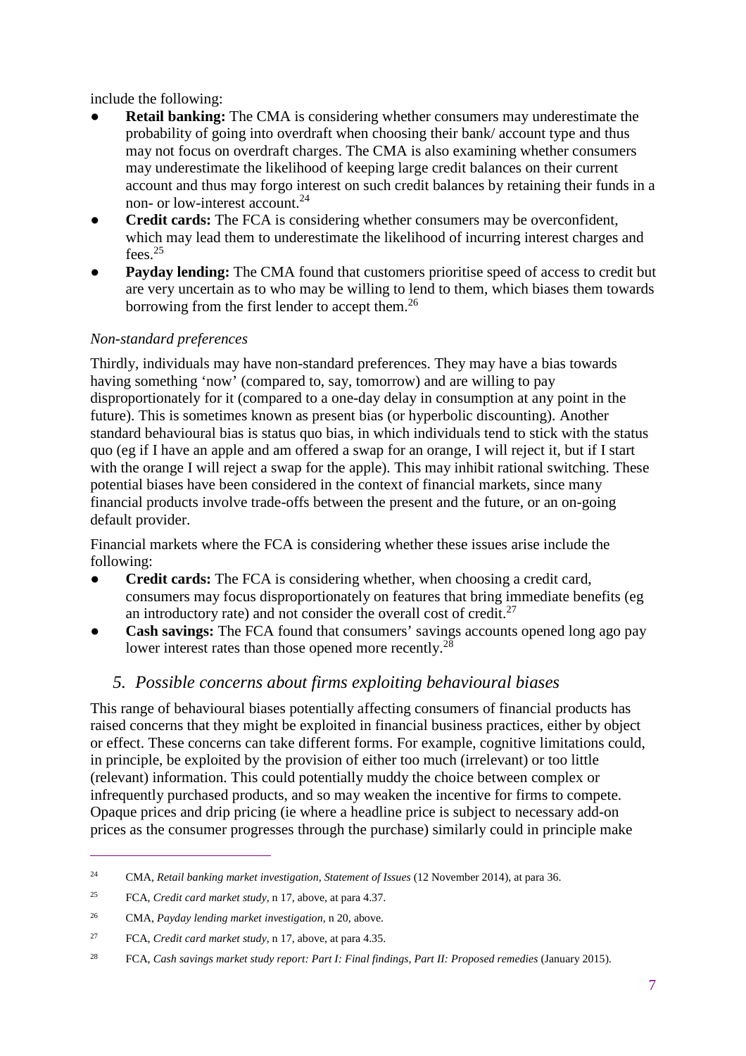include the following:

- **Retail banking:** The CMA is considering whether consumers may underestimate the probability of going into overdraft when choosing their bank/ account type and thus may not focus on overdraft charges. The CMA is also examining whether consumers may underestimate the likelihood of keeping large credit balances on their current account and thus may forgo interest on such credit balances by retaining their funds in a non- or low-interest account.[24]
- **Credit cards:** The FCA is considering whether consumers may be overconfident, which may lead them to underestimate the likelihood of incurring interest charges and fees.[25]
- **Payday lending:** The CMA found that customers prioritise speed of access to credit but are very uncertain as to who may be willing to lend to them, which biases them towards borrowing from the first lender to accept them.[26]

*Non-standard preferences*

Thirdly, individuals may have non-standard preferences. They may have a bias towards having something 'now' (compared to, say, tomorrow) and are willing to pay disproportionately for it (compared to a one-day delay in consumption at any point in the future). This is sometimes known as present bias (or hyperbolic discounting). Another standard behavioural bias is status quo bias, in which individuals tend to stick with the status quo (eg if I have an apple and am offered a swap for an orange, I will reject it, but if I start with the orange I will reject a swap for the apple). This may inhibit rational switching. These potential biases have been considered in the context of financial markets, since many financial products involve trade-offs between the present and the future, or an on-going default provider.

Financial markets where the FCA is considering whether these issues arise include the following:

- **Credit cards:** The FCA is considering whether, when choosing a credit card, consumers may focus disproportionately on features that bring immediate benefits (eg an introductory rate) and not consider the overall cost of credit.[27]
- **Cash savings:** The FCA found that consumers' savings accounts opened long ago pay lower interest rates than those opened more recently.[28]

## *5. Possible concerns about firms exploiting behavioural biases*

This range of behavioural biases potentially affecting consumers of financial products has raised concerns that they might be exploited in financial business practices, either by object or effect. These concerns can take different forms. For example, cognitive limitations could, in principle, be exploited by the provision of either too much (irrelevant) or too little (relevant) information. This could potentially muddy the choice between complex or infrequently purchased products, and so may weaken the incentive for firms to compete. Opaque prices and drip pricing (ie where a headline price is subject to necessary add-on prices as the consumer progresses through the purchase) similarly could in principle make

---

[24] CMA, *Retail banking market investigation, Statement of Issues* (12 November 2014), at para 36.

[25] FCA, *Credit card market study*, n 17, above, at para 4.37.

[26] CMA, *Payday lending market investigation*, n 20, above.

[27] FCA, *Credit card market study*, n 17, above, at para 4.35.

[28] FCA, *Cash savings market study report: Part I: Final findings, Part II: Proposed remedies* (January 2015).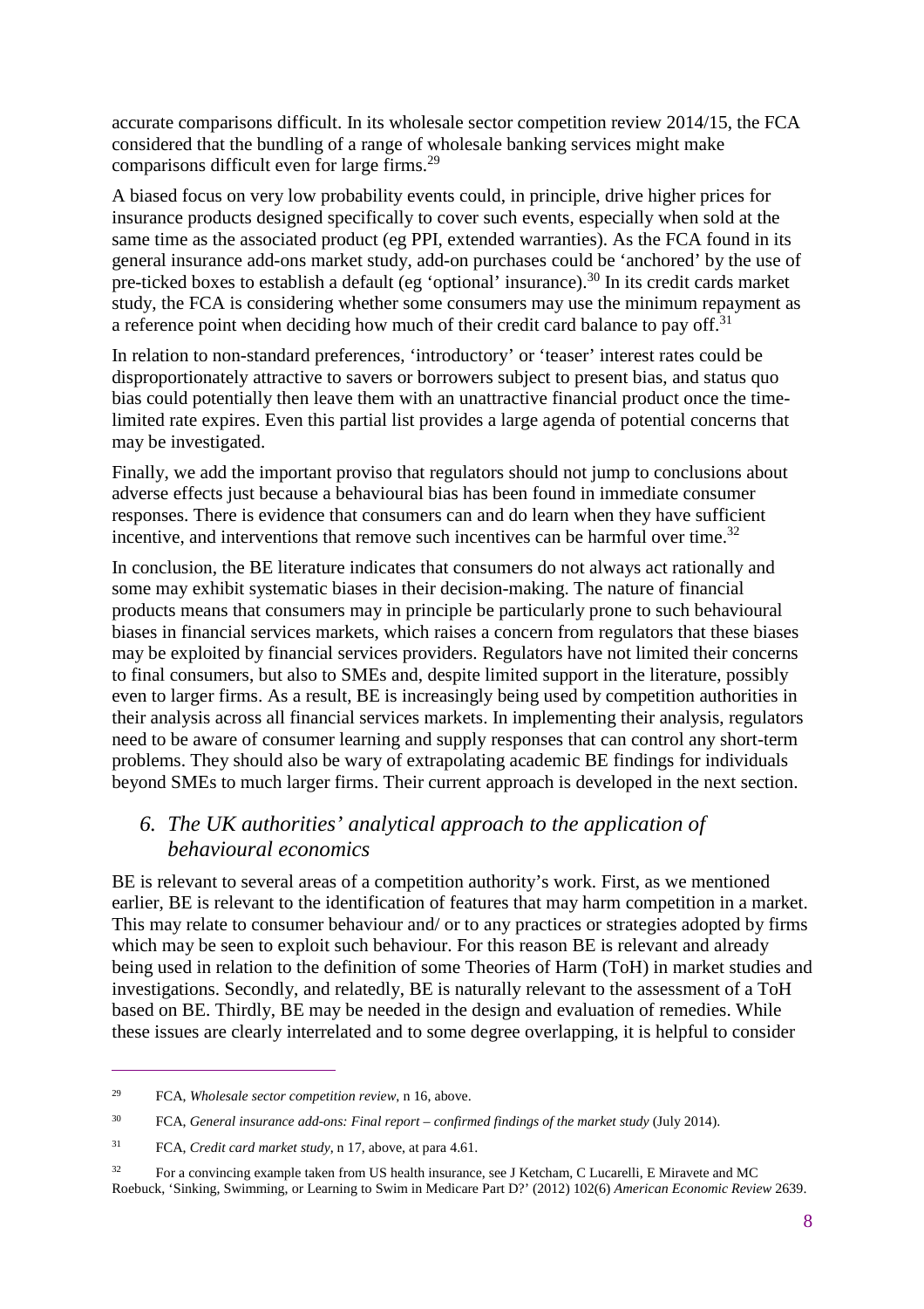accurate comparisons difficult. In its wholesale sector competition review 2014/15, the FCA considered that the bundling of a range of wholesale banking services might make comparisons difficult even for large firms.[29]

A biased focus on very low probability events could, in principle, drive higher prices for insurance products designed specifically to cover such events, especially when sold at the same time as the associated product (eg PPI, extended warranties). As the FCA found in its general insurance add-ons market study, add-on purchases could be 'anchored' by the use of pre-ticked boxes to establish a default (eg 'optional' insurance).[30] In its credit cards market study, the FCA is considering whether some consumers may use the minimum repayment as a reference point when deciding how much of their credit card balance to pay off.[31]

In relation to non-standard preferences, 'introductory' or 'teaser' interest rates could be disproportionately attractive to savers or borrowers subject to present bias, and status quo bias could potentially then leave them with an unattractive financial product once the time-limited rate expires. Even this partial list provides a large agenda of potential concerns that may be investigated.

Finally, we add the important proviso that regulators should not jump to conclusions about adverse effects just because a behavioural bias has been found in immediate consumer responses. There is evidence that consumers can and do learn when they have sufficient incentive, and interventions that remove such incentives can be harmful over time.[32]

In conclusion, the BE literature indicates that consumers do not always act rationally and some may exhibit systematic biases in their decision-making. The nature of financial products means that consumers may in principle be particularly prone to such behavioural biases in financial services markets, which raises a concern from regulators that these biases may be exploited by financial services providers. Regulators have not limited their concerns to final consumers, but also to SMEs and, despite limited support in the literature, possibly even to larger firms. As a result, BE is increasingly being used by competition authorities in their analysis across all financial services markets. In implementing their analysis, regulators need to be aware of consumer learning and supply responses that can control any short-term problems. They should also be wary of extrapolating academic BE findings for individuals beyond SMEs to much larger firms. Their current approach is developed in the next section.

## *6. The UK authorities' analytical approach to the application of behavioural economics*

BE is relevant to several areas of a competition authority's work. First, as we mentioned earlier, BE is relevant to the identification of features that may harm competition in a market. This may relate to consumer behaviour and/ or to any practices or strategies adopted by firms which may be seen to exploit such behaviour. For this reason BE is relevant and already being used in relation to the definition of some Theories of Harm (ToH) in market studies and investigations. Secondly, and relatedly, BE is naturally relevant to the assessment of a ToH based on BE. Thirdly, BE may be needed in the design and evaluation of remedies. While these issues are clearly interrelated and to some degree overlapping, it is helpful to consider

---

[29] FCA, *Wholesale sector competition review*, n 16, above.

[30] FCA, *General insurance add-ons: Final report – confirmed findings of the market study* (July 2014).

[31] FCA, *Credit card market study*, n 17, above, at para 4.61.

[32] For a convincing example taken from US health insurance, see J Ketcham, C Lucarelli, E Miravete and MC Roebuck, 'Sinking, Swimming, or Learning to Swim in Medicare Part D?' (2012) 102(6) *American Economic Review* 2639.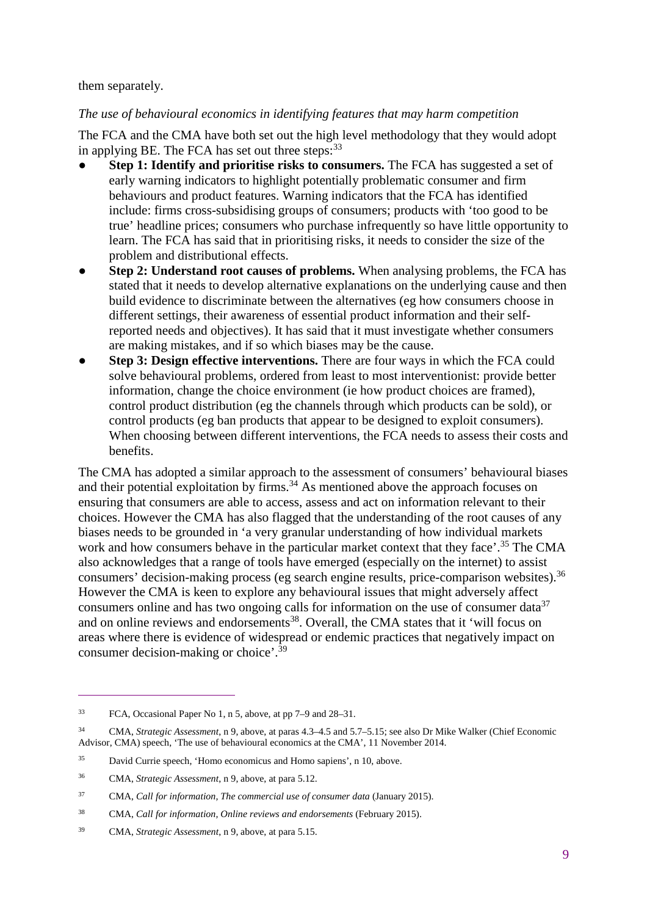them separately.

*The use of behavioural economics in identifying features that may harm competition*

The FCA and the CMA have both set out the high level methodology that they would adopt in applying BE. The FCA has set out three steps:[33]

- **Step 1: Identify and prioritise risks to consumers.** The FCA has suggested a set of early warning indicators to highlight potentially problematic consumer and firm behaviours and product features. Warning indicators that the FCA has identified include: firms cross-subsidising groups of consumers; products with 'too good to be true' headline prices; consumers who purchase infrequently so have little opportunity to learn. The FCA has said that in prioritising risks, it needs to consider the size of the problem and distributional effects.
- **Step 2: Understand root causes of problems.** When analysing problems, the FCA has stated that it needs to develop alternative explanations on the underlying cause and then build evidence to discriminate between the alternatives (eg how consumers choose in different settings, their awareness of essential product information and their self-reported needs and objectives). It has said that it must investigate whether consumers are making mistakes, and if so which biases may be the cause.
- **Step 3: Design effective interventions.** There are four ways in which the FCA could solve behavioural problems, ordered from least to most interventionist: provide better information, change the choice environment (ie how product choices are framed), control product distribution (eg the channels through which products can be sold), or control products (eg ban products that appear to be designed to exploit consumers). When choosing between different interventions, the FCA needs to assess their costs and benefits.

The CMA has adopted a similar approach to the assessment of consumers' behavioural biases and their potential exploitation by firms.[34] As mentioned above the approach focuses on ensuring that consumers are able to access, assess and act on information relevant to their choices. However the CMA has also flagged that the understanding of the root causes of any biases needs to be grounded in 'a very granular understanding of how individual markets work and how consumers behave in the particular market context that they face'.[35] The CMA also acknowledges that a range of tools have emerged (especially on the internet) to assist consumers' decision-making process (eg search engine results, price-comparison websites).[36] However the CMA is keen to explore any behavioural issues that might adversely affect consumers online and has two ongoing calls for information on the use of consumer data[37] and on online reviews and endorsements[38]. Overall, the CMA states that it 'will focus on areas where there is evidence of widespread or endemic practices that negatively impact on consumer decision-making or choice'.[39]

---

[33] FCA, Occasional Paper No 1, n 5, above, at pp 7–9 and 28–31.

[34] CMA, *Strategic Assessment*, n 9, above, at paras 4.3–4.5 and 5.7–5.15; see also Dr Mike Walker (Chief Economic Advisor, CMA) speech, 'The use of behavioural economics at the CMA', 11 November 2014.

[35] David Currie speech, 'Homo economicus and Homo sapiens', n 10, above.

[36] CMA, *Strategic Assessment*, n 9, above, at para 5.12.

[37] CMA, *Call for information, The commercial use of consumer data* (January 2015).

[38] CMA, *Call for information, Online reviews and endorsements* (February 2015).

[39] CMA, *Strategic Assessment*, n 9, above, at para 5.15.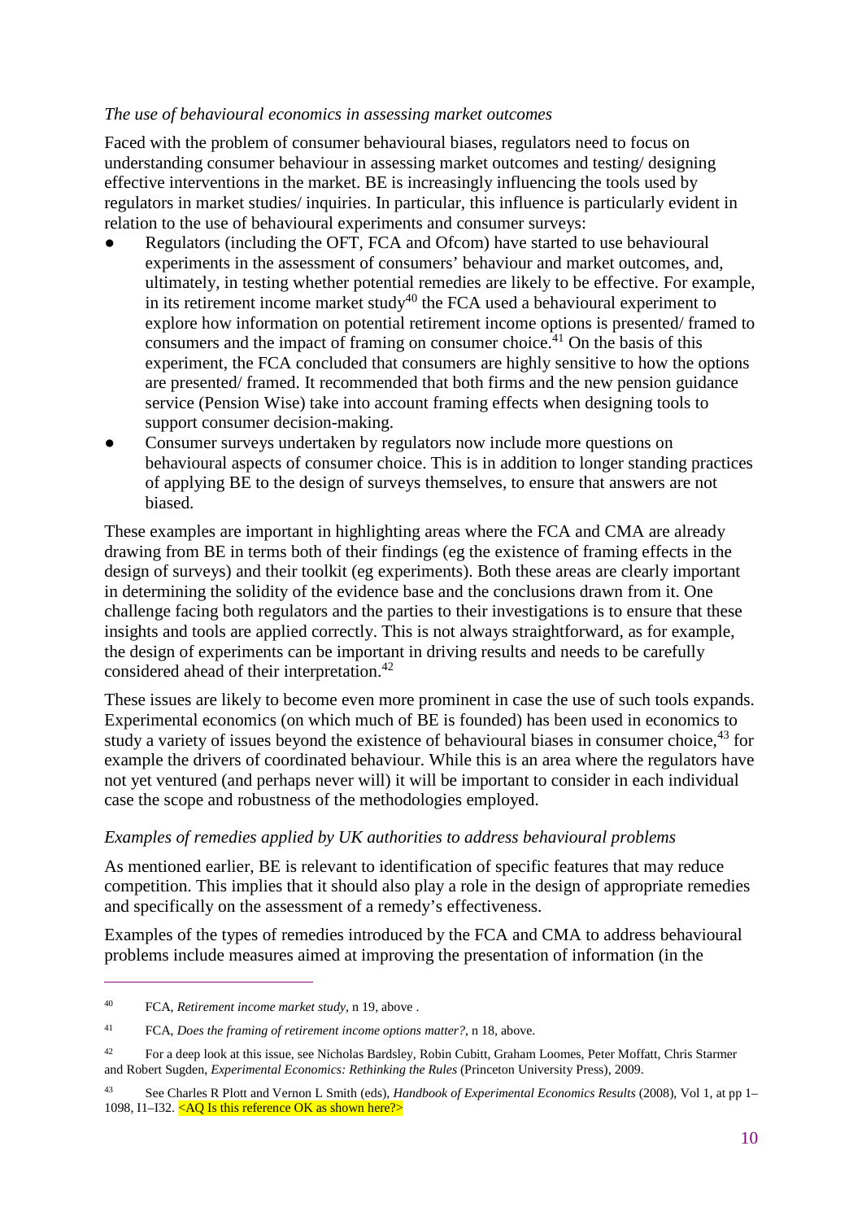*The use of behavioural economics in assessing market outcomes*

Faced with the problem of consumer behavioural biases, regulators need to focus on understanding consumer behaviour in assessing market outcomes and testing/ designing effective interventions in the market. BE is increasingly influencing the tools used by regulators in market studies/ inquiries. In particular, this influence is particularly evident in relation to the use of behavioural experiments and consumer surveys:

- Regulators (including the OFT, FCA and Ofcom) have started to use behavioural experiments in the assessment of consumers' behaviour and market outcomes, and, ultimately, in testing whether potential remedies are likely to be effective. For example, in its retirement income market study[40] the FCA used a behavioural experiment to explore how information on potential retirement income options is presented/ framed to consumers and the impact of framing on consumer choice.[41] On the basis of this experiment, the FCA concluded that consumers are highly sensitive to how the options are presented/ framed. It recommended that both firms and the new pension guidance service (Pension Wise) take into account framing effects when designing tools to support consumer decision-making.
- Consumer surveys undertaken by regulators now include more questions on behavioural aspects of consumer choice. This is in addition to longer standing practices of applying BE to the design of surveys themselves, to ensure that answers are not biased.

These examples are important in highlighting areas where the FCA and CMA are already drawing from BE in terms both of their findings (eg the existence of framing effects in the design of surveys) and their toolkit (eg experiments). Both these areas are clearly important in determining the solidity of the evidence base and the conclusions drawn from it. One challenge facing both regulators and the parties to their investigations is to ensure that these insights and tools are applied correctly. This is not always straightforward, as for example, the design of experiments can be important in driving results and needs to be carefully considered ahead of their interpretation.[42]

These issues are likely to become even more prominent in case the use of such tools expands. Experimental economics (on which much of BE is founded) has been used in economics to study a variety of issues beyond the existence of behavioural biases in consumer choice,[43] for example the drivers of coordinated behaviour. While this is an area where the regulators have not yet ventured (and perhaps never will) it will be important to consider in each individual case the scope and robustness of the methodologies employed.

*Examples of remedies applied by UK authorities to address behavioural problems*

As mentioned earlier, BE is relevant to identification of specific features that may reduce competition. This implies that it should also play a role in the design of appropriate remedies and specifically on the assessment of a remedy's effectiveness.

Examples of the types of remedies introduced by the FCA and CMA to address behavioural problems include measures aimed at improving the presentation of information (in the

---

[40] FCA, *Retirement income market study*, n 19, above .

[41] FCA, *Does the framing of retirement income options matter?*, n 18, above.

[42] For a deep look at this issue, see Nicholas Bardsley, Robin Cubitt, Graham Loomes, Peter Moffatt, Chris Starmer and Robert Sugden, *Experimental Economics: Rethinking the Rules* (Princeton University Press), 2009.

[43] See Charles R Plott and Vernon L Smith (eds), *Handbook of Experimental Economics Results* (2008), Vol 1, at pp 1–1098, I1–I32. <AQ Is this reference OK as shown here?>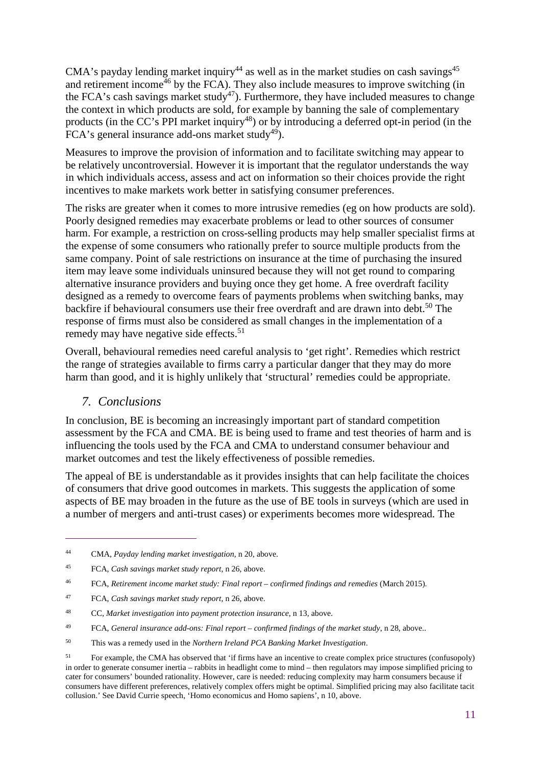CMA's payday lending market inquiry[44] as well as in the market studies on cash savings[45] and retirement income[46] by the FCA). They also include measures to improve switching (in the FCA's cash savings market study[47]). Furthermore, they have included measures to change the context in which products are sold, for example by banning the sale of complementary products (in the CC's PPI market inquiry[48]) or by introducing a deferred opt-in period (in the FCA's general insurance add-ons market study[49]).

Measures to improve the provision of information and to facilitate switching may appear to be relatively uncontroversial. However it is important that the regulator understands the way in which individuals access, assess and act on information so their choices provide the right incentives to make markets work better in satisfying consumer preferences.

The risks are greater when it comes to more intrusive remedies (eg on how products are sold). Poorly designed remedies may exacerbate problems or lead to other sources of consumer harm. For example, a restriction on cross-selling products may help smaller specialist firms at the expense of some consumers who rationally prefer to source multiple products from the same company. Point of sale restrictions on insurance at the time of purchasing the insured item may leave some individuals uninsured because they will not get round to comparing alternative insurance providers and buying once they get home. A free overdraft facility designed as a remedy to overcome fears of payments problems when switching banks, may backfire if behavioural consumers use their free overdraft and are drawn into debt.[50] The response of firms must also be considered as small changes in the implementation of a remedy may have negative side effects.[51]

Overall, behavioural remedies need careful analysis to 'get right'. Remedies which restrict the range of strategies available to firms carry a particular danger that they may do more harm than good, and it is highly unlikely that 'structural' remedies could be appropriate.

## *7. Conclusions*

In conclusion, BE is becoming an increasingly important part of standard competition assessment by the FCA and CMA. BE is being used to frame and test theories of harm and is influencing the tools used by the FCA and CMA to understand consumer behaviour and market outcomes and test the likely effectiveness of possible remedies.

The appeal of BE is understandable as it provides insights that can help facilitate the choices of consumers that drive good outcomes in markets. This suggests the application of some aspects of BE may broaden in the future as the use of BE tools in surveys (which are used in a number of mergers and anti-trust cases) or experiments becomes more widespread. The

---

[44] CMA, *Payday lending market investigation*, n 20, above.

[45] FCA, *Cash savings market study report*, n 26, above.

[46] FCA, *Retirement income market study: Final report – confirmed findings and remedies* (March 2015).

[47] FCA, *Cash savings market study report*, n 26, above.

[48] CC, *Market investigation into payment protection insurance*, n 13, above.

[49] FCA, *General insurance add-ons: Final report – confirmed findings of the market study*, n 28, above..

[50] This was a remedy used in the *Northern Ireland PCA Banking Market Investigation*.

[51] For example, the CMA has observed that 'if firms have an incentive to create complex price structures (confusopoly) in order to generate consumer inertia – rabbits in headlight come to mind – then regulators may impose simplified pricing to cater for consumers' bounded rationality. However, care is needed: reducing complexity may harm consumers because if consumers have different preferences, relatively complex offers might be optimal. Simplified pricing may also facilitate tacit collusion.' See David Currie speech, 'Homo economicus and Homo sapiens', n 10, above.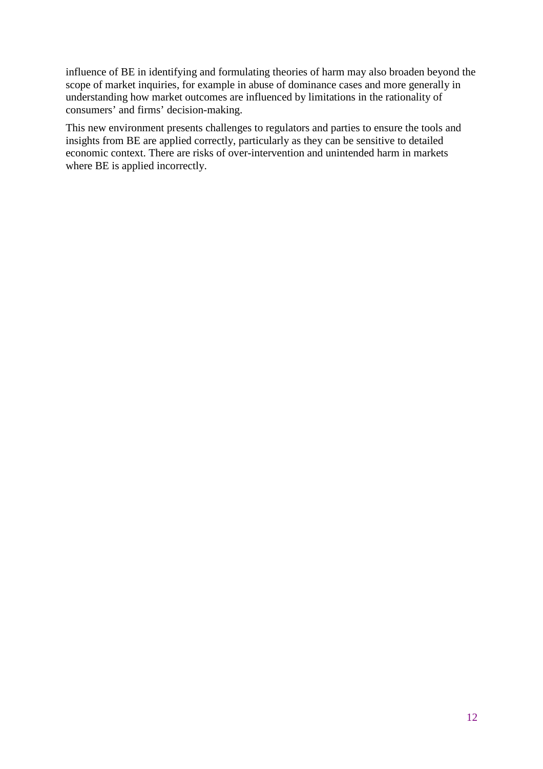influence of BE in identifying and formulating theories of harm may also broaden beyond the scope of market inquiries, for example in abuse of dominance cases and more generally in understanding how market outcomes are influenced by limitations in the rationality of consumers' and firms' decision-making.

This new environment presents challenges to regulators and parties to ensure the tools and insights from BE are applied correctly, particularly as they can be sensitive to detailed economic context. There are risks of over-intervention and unintended harm in markets where BE is applied incorrectly.